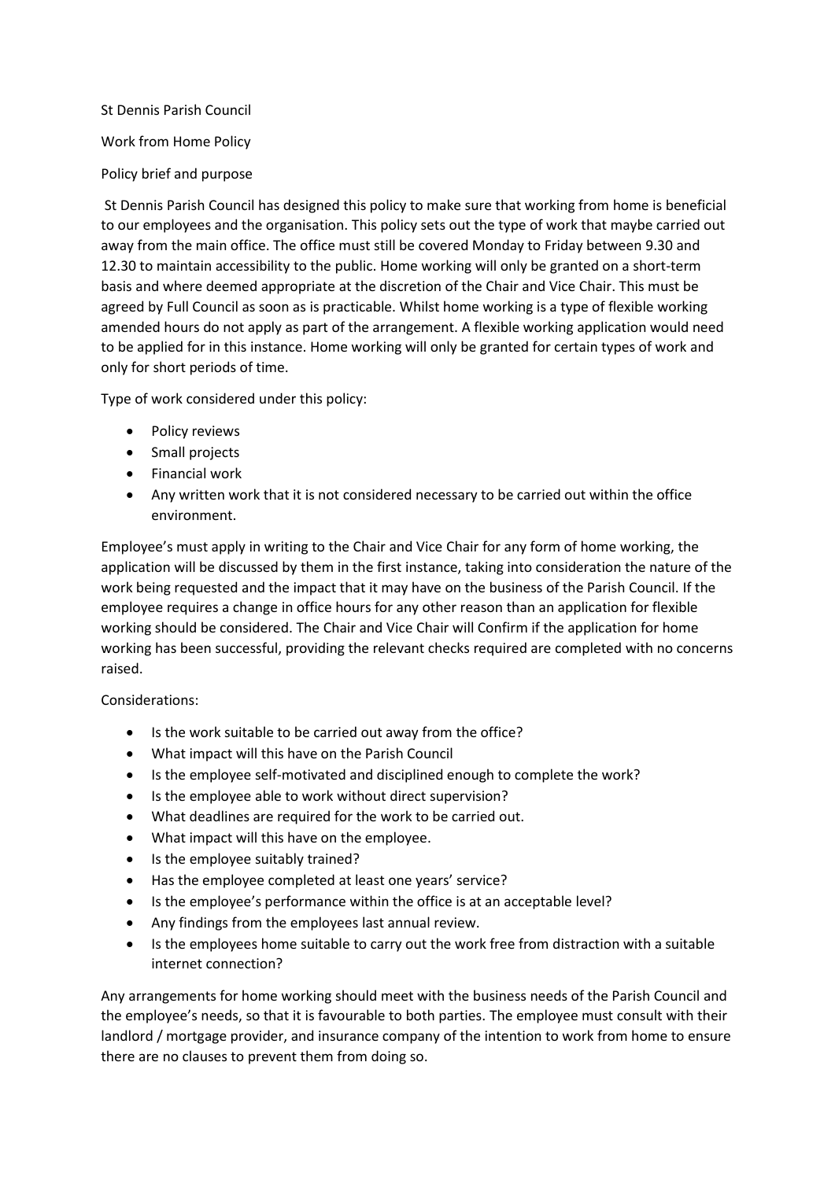# St Dennis Parish Council

## Work from Home Policy

### Policy brief and purpose

St Dennis Parish Council has designed this policy to make sure that working from home is beneficial to our employees and the organisation. This policy sets out the type of work that maybe carried out away from the main office. The office must still be covered Monday to Friday between 9.30 and 12.30 to maintain accessibility to the public. Home working will only be granted on a short-term basis and where deemed appropriate at the discretion of the Chair and Vice Chair. This must be agreed by Full Council as soon as is practicable. Whilst home working is a type of flexible working amended hours do not apply as part of the arrangement. A flexible working application would need to be applied for in this instance. Home working will only be granted for certain types of work and only for short periods of time.

Type of work considered under this policy:

- Policy reviews
- Small projects
- Financial work
- Any written work that it is not considered necessary to be carried out within the office environment.

Employee's must apply in writing to the Chair and Vice Chair for any form of home working, the application will be discussed by them in the first instance, taking into consideration the nature of the work being requested and the impact that it may have on the business of the Parish Council. If the employee requires a change in office hours for any other reason than an application for flexible working should be considered. The Chair and Vice Chair will Confirm if the application for home working has been successful, providing the relevant checks required are completed with no concerns raised.

Considerations:

- Is the work suitable to be carried out away from the office?
- What impact will this have on the Parish Council
- Is the employee self-motivated and disciplined enough to complete the work?
- Is the employee able to work without direct supervision?
- What deadlines are required for the work to be carried out.
- What impact will this have on the employee.
- Is the employee suitably trained?
- Has the employee completed at least one years' service?
- Is the employee's performance within the office is at an acceptable level?
- Any findings from the employees last annual review.
- Is the employees home suitable to carry out the work free from distraction with a suitable internet connection?

Any arrangements for home working should meet with the business needs of the Parish Council and the employee's needs, so that it is favourable to both parties. The employee must consult with their landlord / mortgage provider, and insurance company of the intention to work from home to ensure there are no clauses to prevent them from doing so.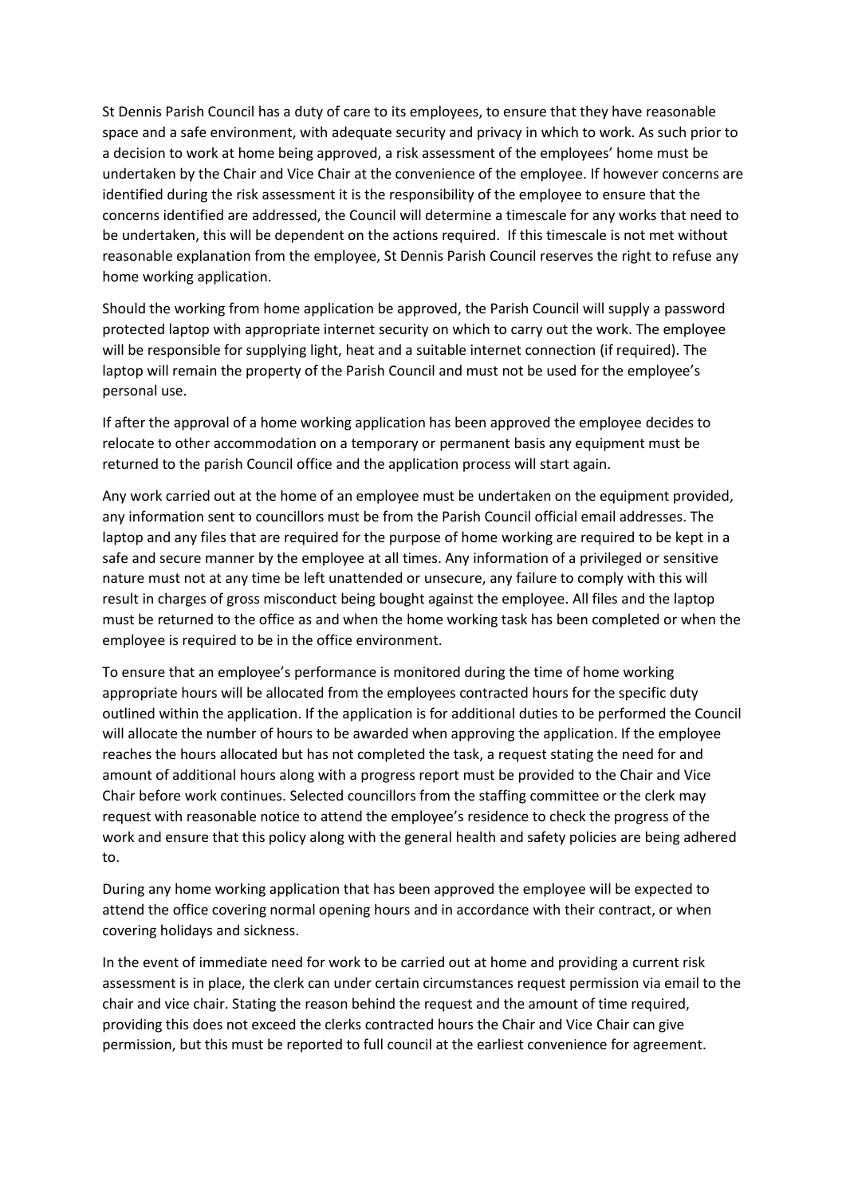St Dennis Parish Council has a duty of care to its employees, to ensure that they have reasonable space and a safe environment, with adequate security and privacy in which to work. As such prior to a decision to work at home being approved, a risk assessment of the employees' home must be undertaken by the Chair and Vice Chair at the convenience of the employee. If however concerns are identified during the risk assessment it is the responsibility of the employee to ensure that the concerns identified are addressed, the Council will determine a timescale for any works that need to be undertaken, this will be dependent on the actions required. If this timescale is not met without reasonable explanation from the employee, St Dennis Parish Council reserves the right to refuse any home working application.

Should the working from home application be approved, the Parish Council will supply a password protected laptop with appropriate internet security on which to carry out the work. The employee will be responsible for supplying light, heat and a suitable internet connection (if required). The laptop will remain the property of the Parish Council and must not be used for the employee's personal use.

If after the approval of a home working application has been approved the employee decides to relocate to other accommodation on a temporary or permanent basis any equipment must be returned to the parish Council office and the application process will start again.

Any work carried out at the home of an employee must be undertaken on the equipment provided, any information sent to councillors must be from the Parish Council official email addresses. The laptop and any files that are required for the purpose of home working are required to be kept in a safe and secure manner by the employee at all times. Any information of a privileged or sensitive nature must not at any time be left unattended or unsecure, any failure to comply with this will result in charges of gross misconduct being bought against the employee. All files and the laptop must be returned to the office as and when the home working task has been completed or when the employee is required to be in the office environment.

To ensure that an employee's performance is monitored during the time of home working appropriate hours will be allocated from the employees contracted hours for the specific duty outlined within the application. If the application is for additional duties to be performed the Council will allocate the number of hours to be awarded when approving the application. If the employee reaches the hours allocated but has not completed the task, a request stating the need for and amount of additional hours along with a progress report must be provided to the Chair and Vice Chair before work continues. Selected councillors from the staffing committee or the clerk may request with reasonable notice to attend the employee's residence to check the progress of the work and ensure that this policy along with the general health and safety policies are being adhered to.

During any home working application that has been approved the employee will be expected to attend the office covering normal opening hours and in accordance with their contract, or when covering holidays and sickness.

In the event of immediate need for work to be carried out at home and providing a current risk assessment is in place, the clerk can under certain circumstances request permission via email to the chair and vice chair. Stating the reason behind the request and the amount of time required, providing this does not exceed the clerks contracted hours the Chair and Vice Chair can give permission, but this must be reported to full council at the earliest convenience for agreement.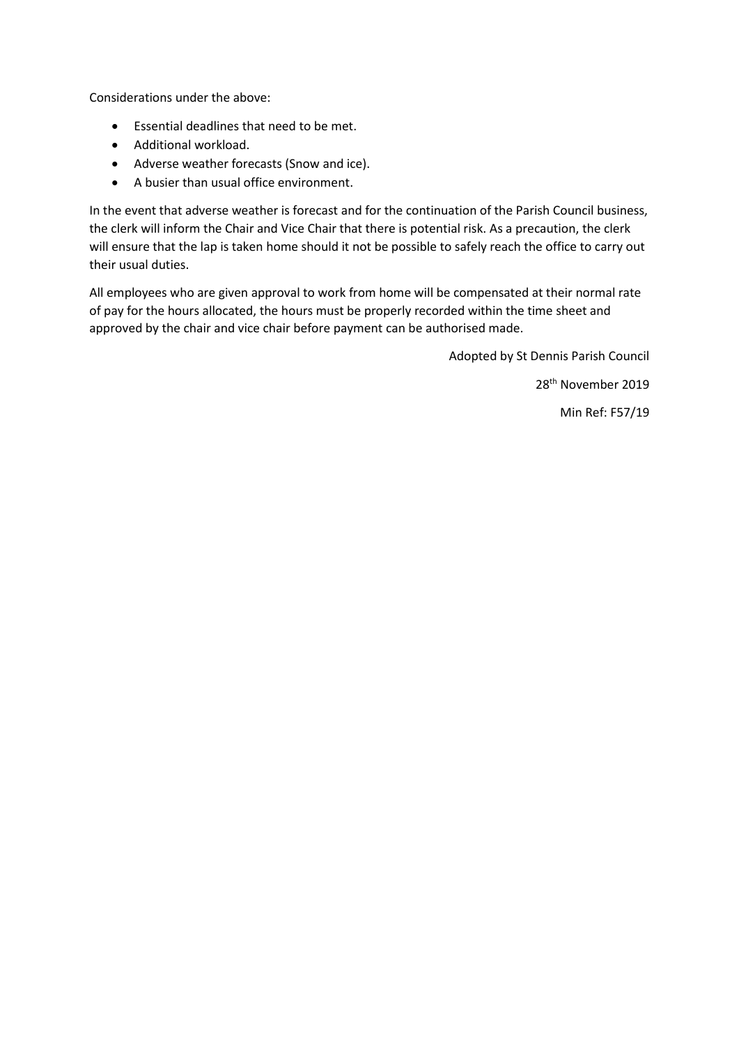Considerations under the above:

- Essential deadlines that need to be met.
- Additional workload.
- Adverse weather forecasts (Snow and ice).
- A busier than usual office environment.

In the event that adverse weather is forecast and for the continuation of the Parish Council business, the clerk will inform the Chair and Vice Chair that there is potential risk. As a precaution, the clerk will ensure that the lap is taken home should it not be possible to safely reach the office to carry out their usual duties.

All employees who are given approval to work from home will be compensated at their normal rate of pay for the hours allocated, the hours must be properly recorded within the time sheet and approved by the chair and vice chair before payment can be authorised made.

Adopted by St Dennis Parish Council

28th November 2019

Min Ref: F57/19